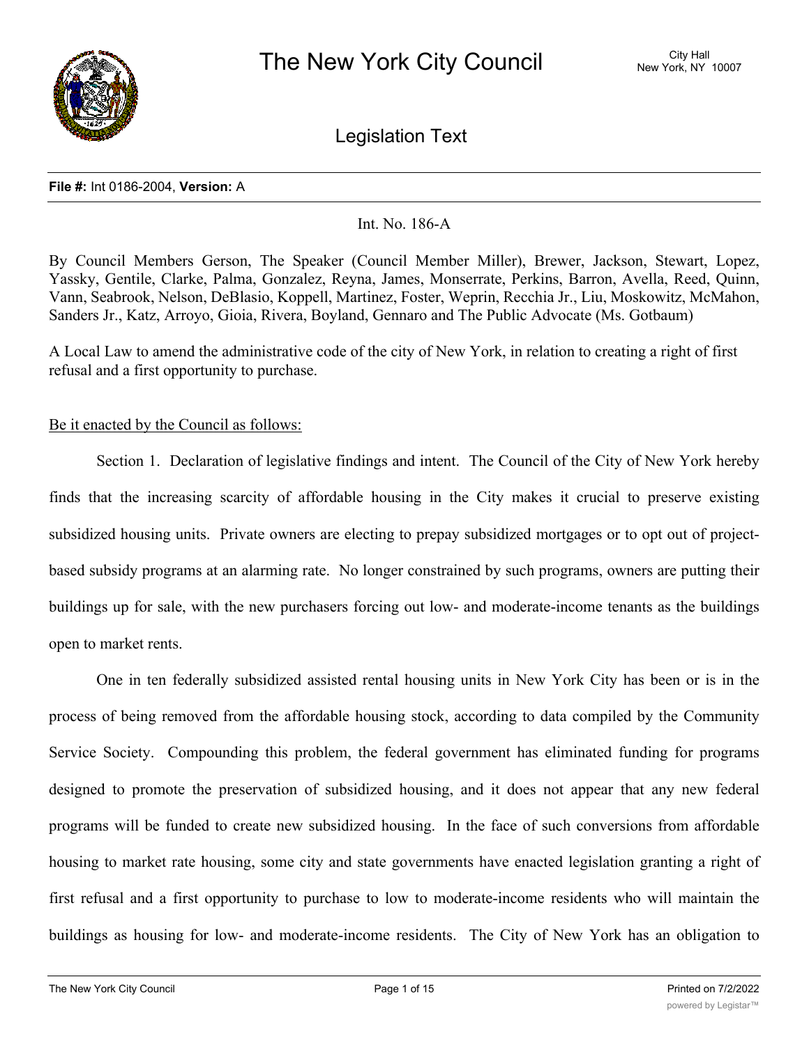**File #:** Int 0186-2004, **Version:** A

Int. No. 186-A

By Council Members Gerson, The Speaker (Council Member Miller), Brewer, Jackson, Stewart, Lopez, Yassky, Gentile, Clarke, Palma, Gonzalez, Reyna, James, Monserrate, Perkins, Barron, Avella, Reed, Quinn, Vann, Seabrook, Nelson, DeBlasio, Koppell, Martinez, Foster, Weprin, Recchia Jr., Liu, Moskowitz, McMahon, Sanders Jr., Katz, Arroyo, Gioia, Rivera, Boyland, Gennaro and The Public Advocate (Ms. Gotbaum)

A Local Law to amend the administrative code of the city of New York, in relation to creating a right of first refusal and a first opportunity to purchase.

Be it enacted by the Council as follows:

Section 1. Declaration of legislative findings and intent. The Council of the City of New York hereby finds that the increasing scarcity of affordable housing in the City makes it crucial to preserve existing subsidized housing units. Private owners are electing to prepay subsidized mortgages or to opt out of project-based subsidy programs at an alarming rate. No longer constrained by such programs, owners are putting their buildings up for sale, with the new purchasers forcing out low- and moderate-income tenants as the buildings open to market rents.

One in ten federally subsidized assisted rental housing units in New York City has been or is in the process of being removed from the affordable housing stock, according to data compiled by the Community Service Society. Compounding this problem, the federal government has eliminated funding for programs designed to promote the preservation of subsidized housing, and it does not appear that any new federal programs will be funded to create new subsidized housing. In the face of such conversions from affordable housing to market rate housing, some city and state governments have enacted legislation granting a right of first refusal and a first opportunity to purchase to low to moderate-income residents who will maintain the buildings as housing for low- and moderate-income residents. The City of New York has an obligation to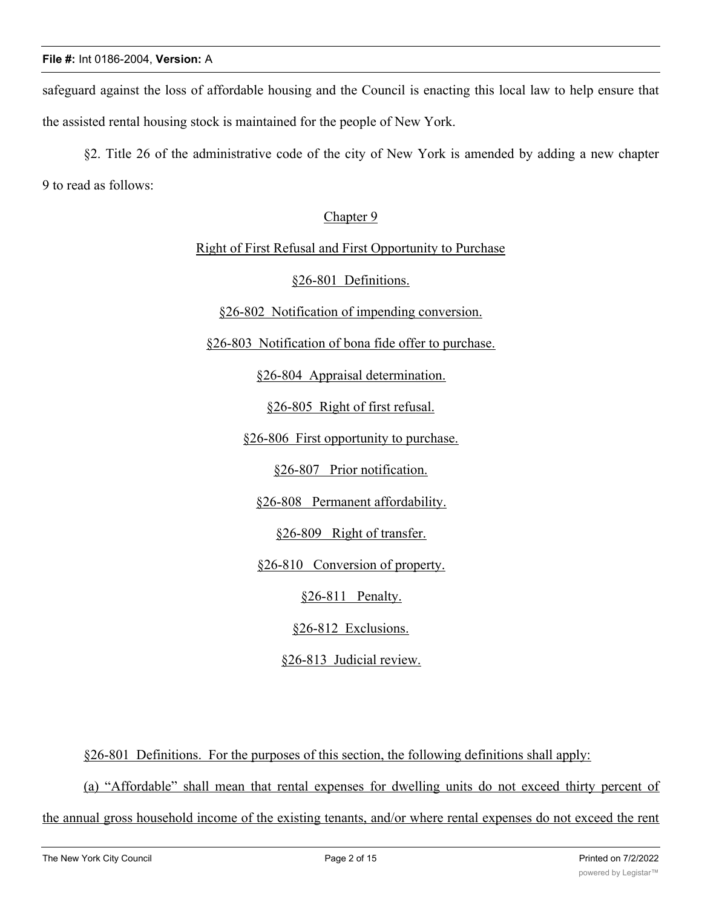safeguard against the loss of affordable housing and the Council is enacting this local law to help ensure that the assisted rental housing stock is maintained for the people of New York.

§2. Title 26 of the administrative code of the city of New York is amended by adding a new chapter 9 to read as follows:

Chapter 9

Right of First Refusal and First Opportunity to Purchase

§26-801 Definitions.

§26-802 Notification of impending conversion.

§26-803 Notification of bona fide offer to purchase.

§26-804 Appraisal determination.

§26-805 Right of first refusal.

§26-806 First opportunity to purchase.

§26-807 Prior notification.

§26-808 Permanent affordability.

§26-809 Right of transfer.

§26-810 Conversion of property.

§26-811 Penalty.

§26-812 Exclusions.

§26-813 Judicial review.

§26-801 Definitions. For the purposes of this section, the following definitions shall apply:

(a) "Affordable" shall mean that rental expenses for dwelling units do not exceed thirty percent of the annual gross household income of the existing tenants, and/or where rental expenses do not exceed the rent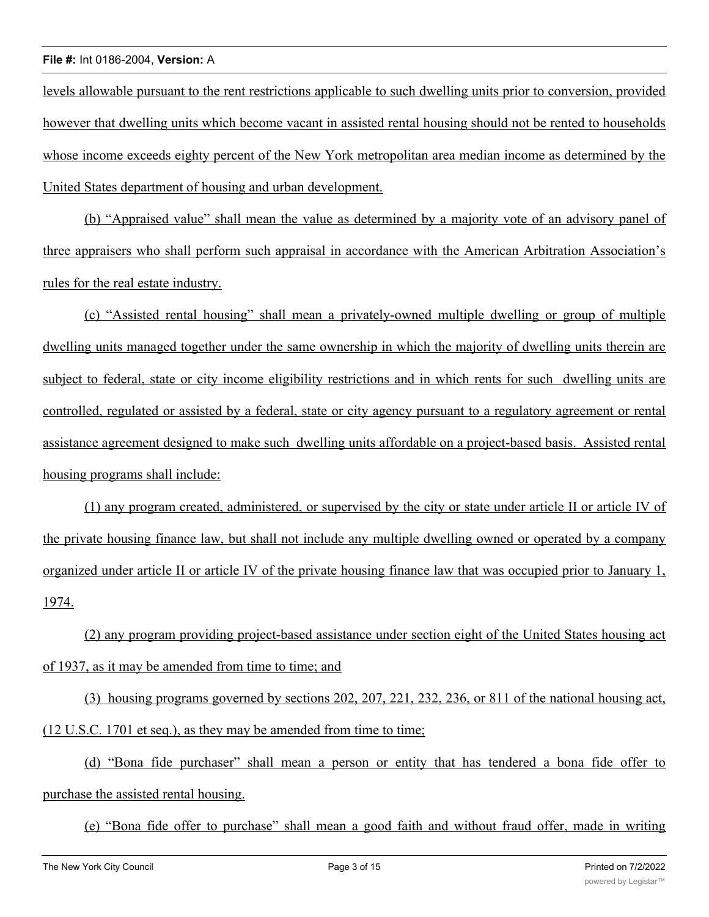levels allowable pursuant to the rent restrictions applicable to such dwelling units prior to conversion, provided however that dwelling units which become vacant in assisted rental housing should not be rented to households whose income exceeds eighty percent of the New York metropolitan area median income as determined by the United States department of housing and urban development.

(b) "Appraised value" shall mean the value as determined by a majority vote of an advisory panel of three appraisers who shall perform such appraisal in accordance with the American Arbitration Association's rules for the real estate industry.

(c) "Assisted rental housing" shall mean a privately-owned multiple dwelling or group of multiple dwelling units managed together under the same ownership in which the majority of dwelling units therein are subject to federal, state or city income eligibility restrictions and in which rents for such dwelling units are controlled, regulated or assisted by a federal, state or city agency pursuant to a regulatory agreement or rental assistance agreement designed to make such dwelling units affordable on a project-based basis. Assisted rental housing programs shall include:

(1) any program created, administered, or supervised by the city or state under article II or article IV of the private housing finance law, but shall not include any multiple dwelling owned or operated by a company organized under article II or article IV of the private housing finance law that was occupied prior to January 1, 1974.

(2) any program providing project-based assistance under section eight of the United States housing act of 1937, as it may be amended from time to time; and

(3) housing programs governed by sections 202, 207, 221, 232, 236, or 811 of the national housing act, (12 U.S.C. 1701 et seq.), as they may be amended from time to time;

(d) "Bona fide purchaser" shall mean a person or entity that has tendered a bona fide offer to purchase the assisted rental housing.

(e) "Bona fide offer to purchase" shall mean a good faith and without fraud offer, made in writing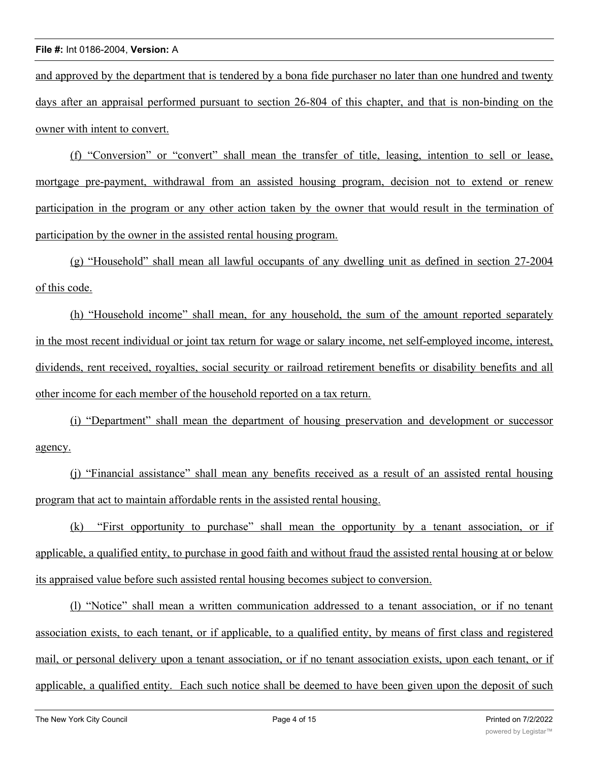and approved by the department that is tendered by a bona fide purchaser no later than one hundred and twenty days after an appraisal performed pursuant to section 26-804 of this chapter, and that is non-binding on the owner with intent to convert.

(f) "Conversion" or "convert" shall mean the transfer of title, leasing, intention to sell or lease, mortgage pre-payment, withdrawal from an assisted housing program, decision not to extend or renew participation in the program or any other action taken by the owner that would result in the termination of participation by the owner in the assisted rental housing program.

(g) "Household" shall mean all lawful occupants of any dwelling unit as defined in section 27-2004 of this code.

(h) "Household income" shall mean, for any household, the sum of the amount reported separately in the most recent individual or joint tax return for wage or salary income, net self-employed income, interest, dividends, rent received, royalties, social security or railroad retirement benefits or disability benefits and all other income for each member of the household reported on a tax return.

(i) "Department" shall mean the department of housing preservation and development or successor agency.

(j) "Financial assistance" shall mean any benefits received as a result of an assisted rental housing program that act to maintain affordable rents in the assisted rental housing.

(k) "First opportunity to purchase" shall mean the opportunity by a tenant association, or if applicable, a qualified entity, to purchase in good faith and without fraud the assisted rental housing at or below its appraised value before such assisted rental housing becomes subject to conversion.

(l) "Notice" shall mean a written communication addressed to a tenant association, or if no tenant association exists, to each tenant, or if applicable, to a qualified entity, by means of first class and registered mail, or personal delivery upon a tenant association, or if no tenant association exists, upon each tenant, or if applicable, a qualified entity. Each such notice shall be deemed to have been given upon the deposit of such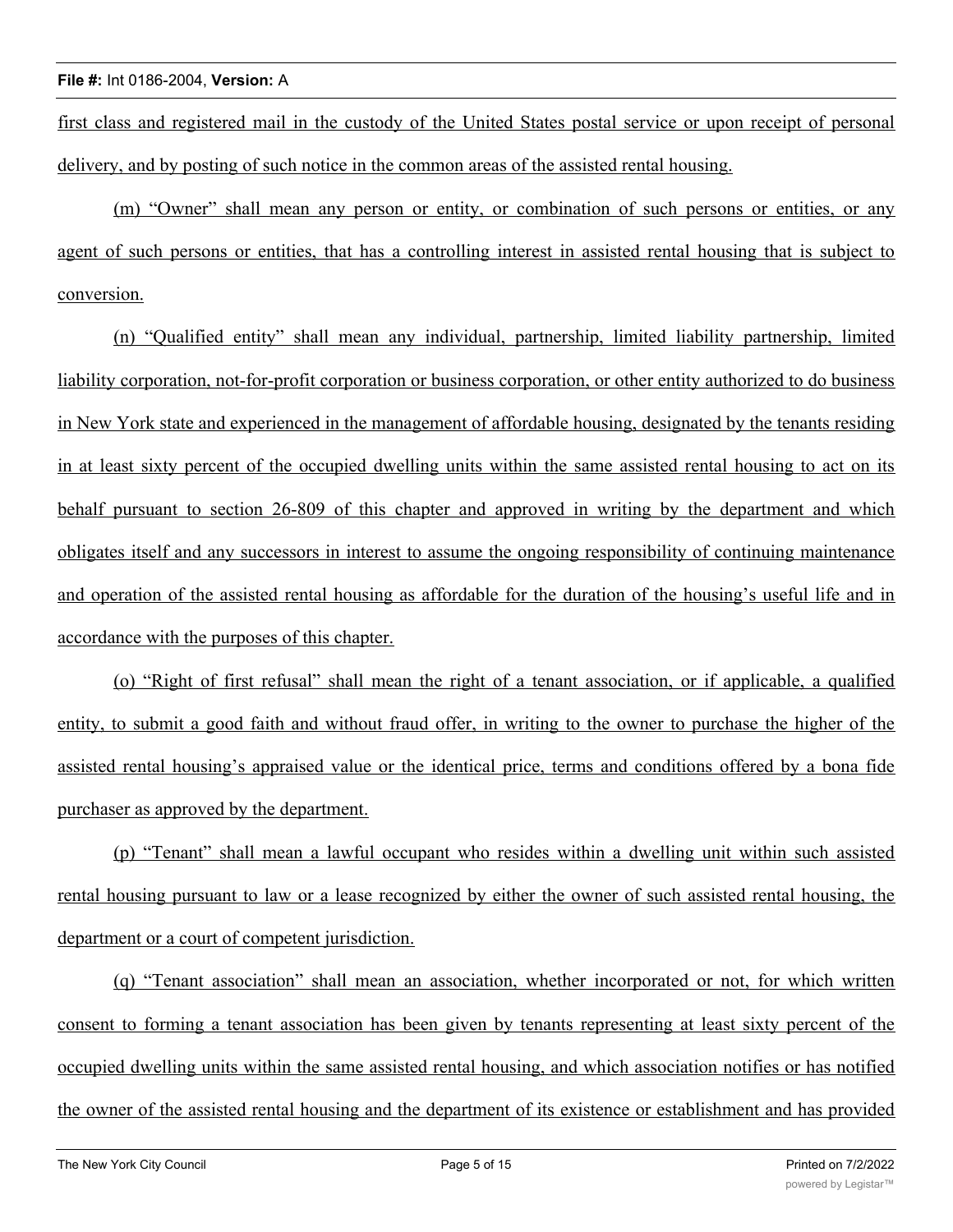first class and registered mail in the custody of the United States postal service or upon receipt of personal delivery, and by posting of such notice in the common areas of the assisted rental housing.

(m) "Owner" shall mean any person or entity, or combination of such persons or entities, or any agent of such persons or entities, that has a controlling interest in assisted rental housing that is subject to conversion.

(n) "Qualified entity" shall mean any individual, partnership, limited liability partnership, limited liability corporation, not-for-profit corporation or business corporation, or other entity authorized to do business in New York state and experienced in the management of affordable housing, designated by the tenants residing in at least sixty percent of the occupied dwelling units within the same assisted rental housing to act on its behalf pursuant to section 26-809 of this chapter and approved in writing by the department and which obligates itself and any successors in interest to assume the ongoing responsibility of continuing maintenance and operation of the assisted rental housing as affordable for the duration of the housing's useful life and in accordance with the purposes of this chapter.

(o) "Right of first refusal" shall mean the right of a tenant association, or if applicable, a qualified entity, to submit a good faith and without fraud offer, in writing to the owner to purchase the higher of the assisted rental housing's appraised value or the identical price, terms and conditions offered by a bona fide purchaser as approved by the department.

(p) "Tenant" shall mean a lawful occupant who resides within a dwelling unit within such assisted rental housing pursuant to law or a lease recognized by either the owner of such assisted rental housing, the department or a court of competent jurisdiction.

(q) "Tenant association" shall mean an association, whether incorporated or not, for which written consent to forming a tenant association has been given by tenants representing at least sixty percent of the occupied dwelling units within the same assisted rental housing, and which association notifies or has notified the owner of the assisted rental housing and the department of its existence or establishment and has provided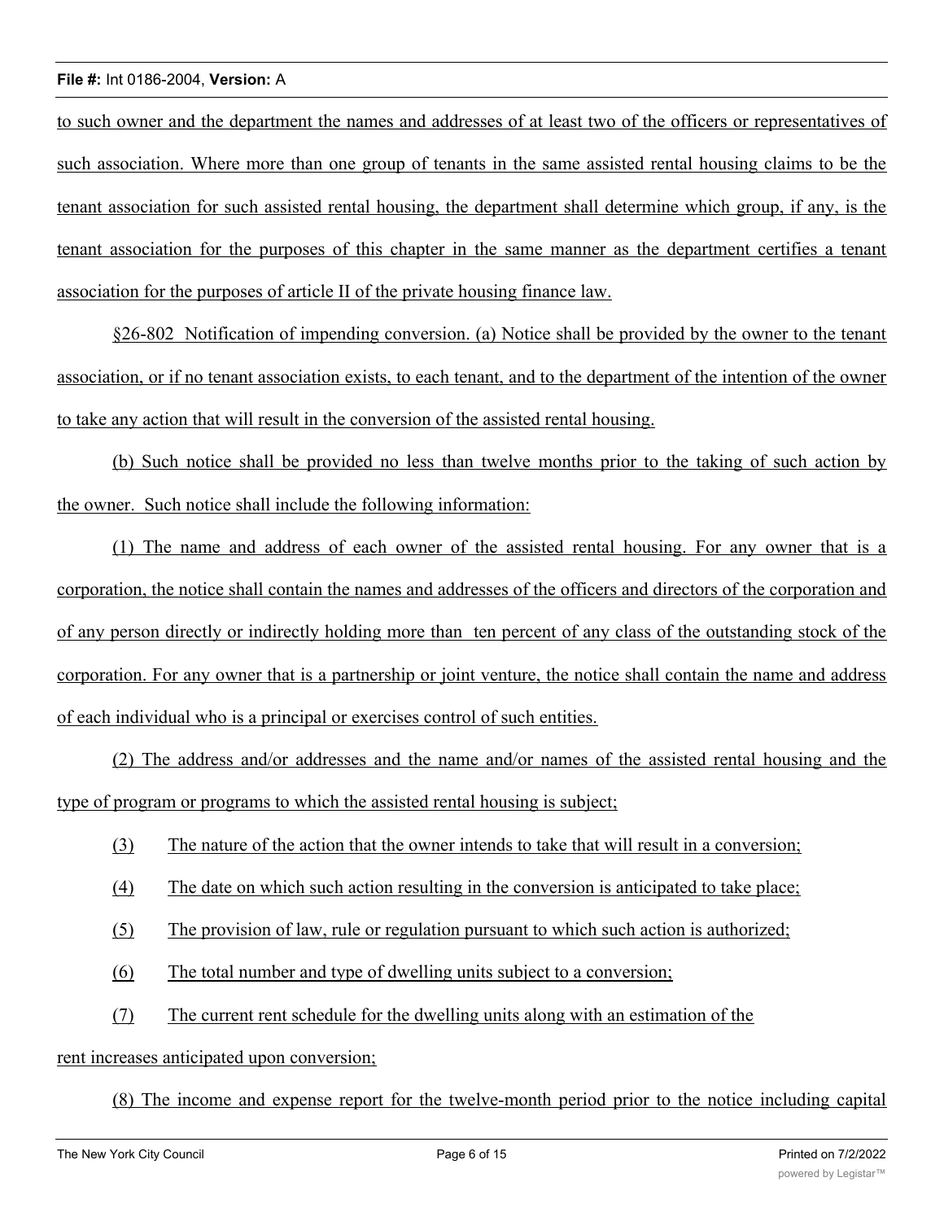to such owner and the department the names and addresses of at least two of the officers or representatives of such association. Where more than one group of tenants in the same assisted rental housing claims to be the tenant association for such assisted rental housing, the department shall determine which group, if any, is the tenant association for the purposes of this chapter in the same manner as the department certifies a tenant association for the purposes of article II of the private housing finance law.

§26-802 Notification of impending conversion. (a) Notice shall be provided by the owner to the tenant association, or if no tenant association exists, to each tenant, and to the department of the intention of the owner to take any action that will result in the conversion of the assisted rental housing.

(b) Such notice shall be provided no less than twelve months prior to the taking of such action by the owner. Such notice shall include the following information:

(1) The name and address of each owner of the assisted rental housing. For any owner that is a corporation, the notice shall contain the names and addresses of the officers and directors of the corporation and of any person directly or indirectly holding more than ten percent of any class of the outstanding stock of the corporation. For any owner that is a partnership or joint venture, the notice shall contain the name and address of each individual who is a principal or exercises control of such entities.

(2) The address and/or addresses and the name and/or names of the assisted rental housing and the type of program or programs to which the assisted rental housing is subject;

(3) The nature of the action that the owner intends to take that will result in a conversion;

(4) The date on which such action resulting in the conversion is anticipated to take place;

(5) The provision of law, rule or regulation pursuant to which such action is authorized;

(6) The total number and type of dwelling units subject to a conversion;

(7) The current rent schedule for the dwelling units along with an estimation of the rent increases anticipated upon conversion;

(8) The income and expense report for the twelve-month period prior to the notice including capital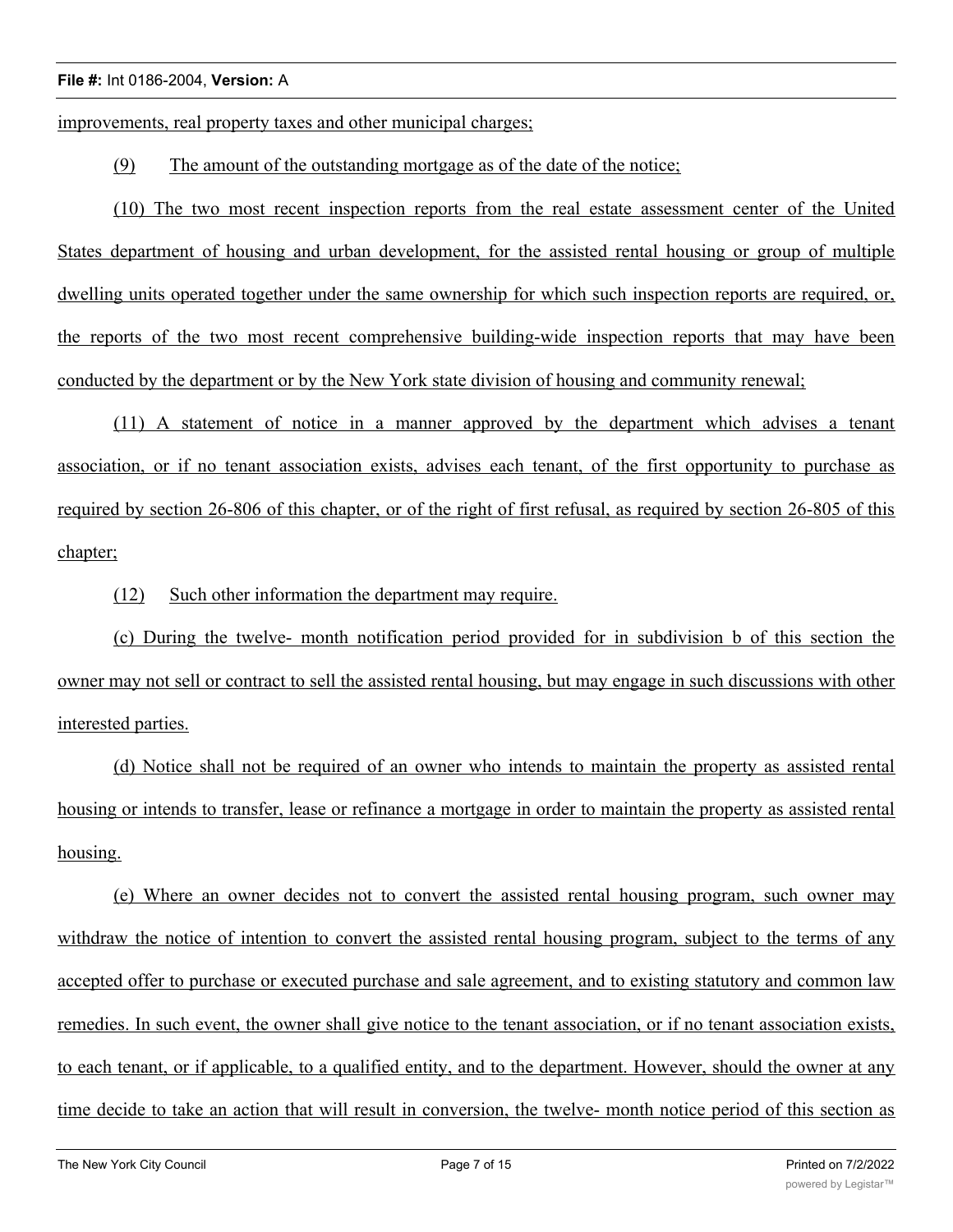improvements, real property taxes and other municipal charges;

(9) The amount of the outstanding mortgage as of the date of the notice;

(10) The two most recent inspection reports from the real estate assessment center of the United States department of housing and urban development, for the assisted rental housing or group of multiple dwelling units operated together under the same ownership for which such inspection reports are required, or, the reports of the two most recent comprehensive building-wide inspection reports that may have been conducted by the department or by the New York state division of housing and community renewal;

(11) A statement of notice in a manner approved by the department which advises a tenant association, or if no tenant association exists, advises each tenant, of the first opportunity to purchase as required by section 26-806 of this chapter, or of the right of first refusal, as required by section 26-805 of this chapter;

(12) Such other information the department may require.

(c) During the twelve- month notification period provided for in subdivision b of this section the owner may not sell or contract to sell the assisted rental housing, but may engage in such discussions with other interested parties.

(d) Notice shall not be required of an owner who intends to maintain the property as assisted rental housing or intends to transfer, lease or refinance a mortgage in order to maintain the property as assisted rental housing.

(e) Where an owner decides not to convert the assisted rental housing program, such owner may withdraw the notice of intention to convert the assisted rental housing program, subject to the terms of any accepted offer to purchase or executed purchase and sale agreement, and to existing statutory and common law remedies. In such event, the owner shall give notice to the tenant association, or if no tenant association exists, to each tenant, or if applicable, to a qualified entity, and to the department. However, should the owner at any time decide to take an action that will result in conversion, the twelve- month notice period of this section as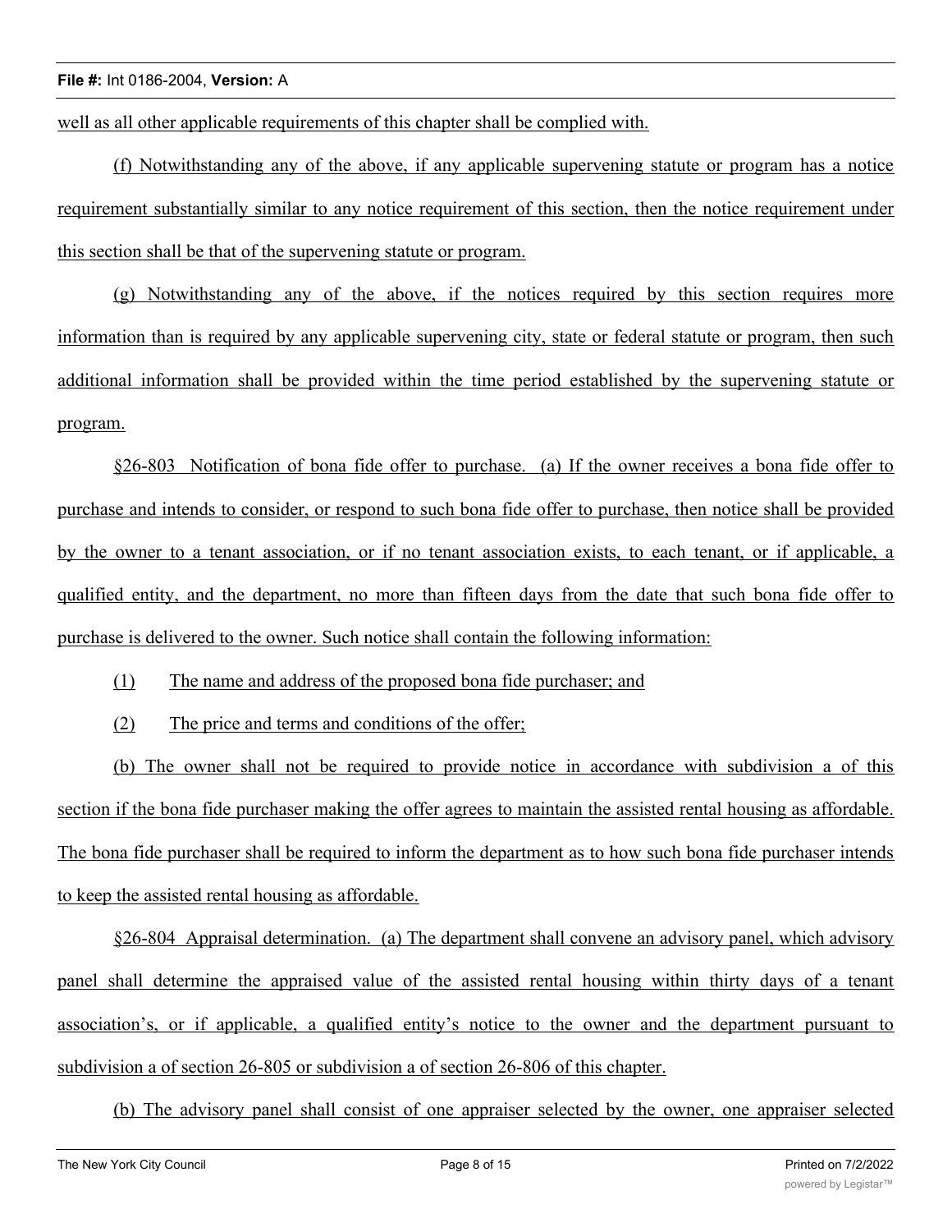well as all other applicable requirements of this chapter shall be complied with.

(f) Notwithstanding any of the above, if any applicable supervening statute or program has a notice requirement substantially similar to any notice requirement of this section, then the notice requirement under this section shall be that of the supervening statute or program.

(g) Notwithstanding any of the above, if the notices required by this section requires more information than is required by any applicable supervening city, state or federal statute or program, then such additional information shall be provided within the time period established by the supervening statute or program.

§26-803 Notification of bona fide offer to purchase. (a) If the owner receives a bona fide offer to purchase and intends to consider, or respond to such bona fide offer to purchase, then notice shall be provided by the owner to a tenant association, or if no tenant association exists, to each tenant, or if applicable, a qualified entity, and the department, no more than fifteen days from the date that such bona fide offer to purchase is delivered to the owner. Such notice shall contain the following information:

(1) The name and address of the proposed bona fide purchaser; and

(2) The price and terms and conditions of the offer;

(b) The owner shall not be required to provide notice in accordance with subdivision a of this section if the bona fide purchaser making the offer agrees to maintain the assisted rental housing as affordable. The bona fide purchaser shall be required to inform the department as to how such bona fide purchaser intends to keep the assisted rental housing as affordable.

§26-804 Appraisal determination. (a) The department shall convene an advisory panel, which advisory panel shall determine the appraised value of the assisted rental housing within thirty days of a tenant association's, or if applicable, a qualified entity's notice to the owner and the department pursuant to subdivision a of section 26-805 or subdivision a of section 26-806 of this chapter.

(b) The advisory panel shall consist of one appraiser selected by the owner, one appraiser selected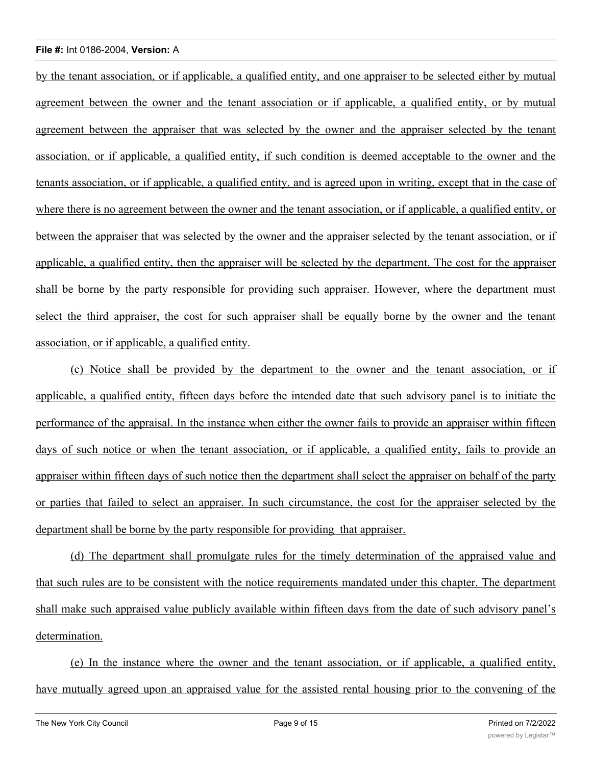by the tenant association, or if applicable, a qualified entity, and one appraiser to be selected either by mutual agreement between the owner and the tenant association or if applicable, a qualified entity, or by mutual agreement between the appraiser that was selected by the owner and the appraiser selected by the tenant association, or if applicable, a qualified entity, if such condition is deemed acceptable to the owner and the tenants association, or if applicable, a qualified entity, and is agreed upon in writing, except that in the case of where there is no agreement between the owner and the tenant association, or if applicable, a qualified entity, or between the appraiser that was selected by the owner and the appraiser selected by the tenant association, or if applicable, a qualified entity, then the appraiser will be selected by the department. The cost for the appraiser shall be borne by the party responsible for providing such appraiser. However, where the department must select the third appraiser, the cost for such appraiser shall be equally borne by the owner and the tenant association, or if applicable, a qualified entity.

(c) Notice shall be provided by the department to the owner and the tenant association, or if applicable, a qualified entity, fifteen days before the intended date that such advisory panel is to initiate the performance of the appraisal. In the instance when either the owner fails to provide an appraiser within fifteen days of such notice or when the tenant association, or if applicable, a qualified entity, fails to provide an appraiser within fifteen days of such notice then the department shall select the appraiser on behalf of the party or parties that failed to select an appraiser. In such circumstance, the cost for the appraiser selected by the department shall be borne by the party responsible for providing that appraiser.

(d) The department shall promulgate rules for the timely determination of the appraised value and that such rules are to be consistent with the notice requirements mandated under this chapter. The department shall make such appraised value publicly available within fifteen days from the date of such advisory panel's determination.

(e) In the instance where the owner and the tenant association, or if applicable, a qualified entity, have mutually agreed upon an appraised value for the assisted rental housing prior to the convening of the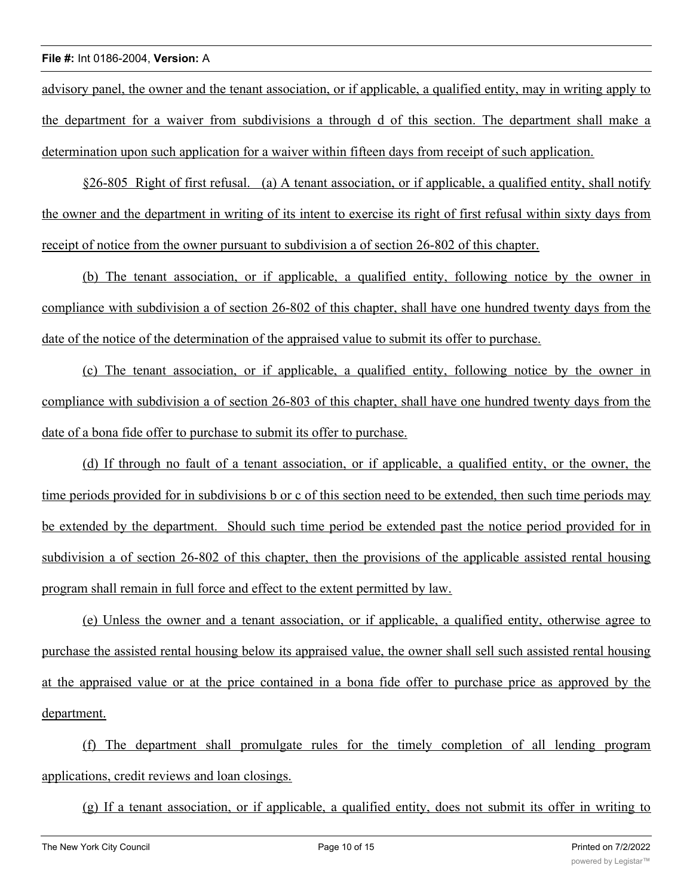advisory panel, the owner and the tenant association, or if applicable, a qualified entity, may in writing apply to the department for a waiver from subdivisions a through d of this section. The department shall make a determination upon such application for a waiver within fifteen days from receipt of such application.

§26-805 Right of first refusal. (a) A tenant association, or if applicable, a qualified entity, shall notify the owner and the department in writing of its intent to exercise its right of first refusal within sixty days from receipt of notice from the owner pursuant to subdivision a of section 26-802 of this chapter.

(b) The tenant association, or if applicable, a qualified entity, following notice by the owner in compliance with subdivision a of section 26-802 of this chapter, shall have one hundred twenty days from the date of the notice of the determination of the appraised value to submit its offer to purchase.

(c) The tenant association, or if applicable, a qualified entity, following notice by the owner in compliance with subdivision a of section 26-803 of this chapter, shall have one hundred twenty days from the date of a bona fide offer to purchase to submit its offer to purchase.

(d) If through no fault of a tenant association, or if applicable, a qualified entity, or the owner, the time periods provided for in subdivisions b or c of this section need to be extended, then such time periods may be extended by the department. Should such time period be extended past the notice period provided for in subdivision a of section 26-802 of this chapter, then the provisions of the applicable assisted rental housing program shall remain in full force and effect to the extent permitted by law.

(e) Unless the owner and a tenant association, or if applicable, a qualified entity, otherwise agree to purchase the assisted rental housing below its appraised value, the owner shall sell such assisted rental housing at the appraised value or at the price contained in a bona fide offer to purchase price as approved by the department.

(f) The department shall promulgate rules for the timely completion of all lending program applications, credit reviews and loan closings.

(g) If a tenant association, or if applicable, a qualified entity, does not submit its offer in writing to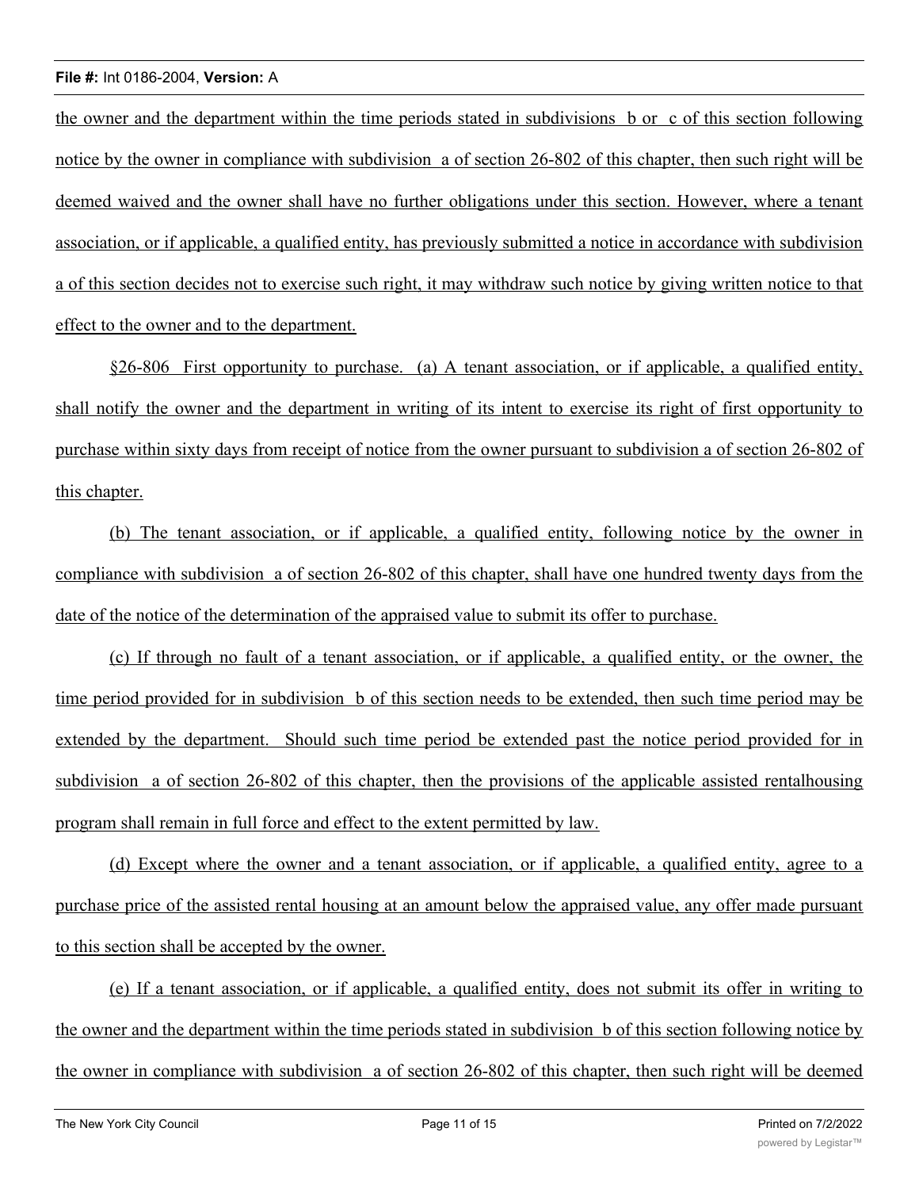the owner and the department within the time periods stated in subdivisions b or c of this section following notice by the owner in compliance with subdivision a of section 26-802 of this chapter, then such right will be deemed waived and the owner shall have no further obligations under this section. However, where a tenant association, or if applicable, a qualified entity, has previously submitted a notice in accordance with subdivision a of this section decides not to exercise such right, it may withdraw such notice by giving written notice to that effect to the owner and to the department.

§26-806 First opportunity to purchase. (a) A tenant association, or if applicable, a qualified entity, shall notify the owner and the department in writing of its intent to exercise its right of first opportunity to purchase within sixty days from receipt of notice from the owner pursuant to subdivision a of section 26-802 of this chapter.

(b) The tenant association, or if applicable, a qualified entity, following notice by the owner in compliance with subdivision a of section 26-802 of this chapter, shall have one hundred twenty days from the date of the notice of the determination of the appraised value to submit its offer to purchase.

(c) If through no fault of a tenant association, or if applicable, a qualified entity, or the owner, the time period provided for in subdivision b of this section needs to be extended, then such time period may be extended by the department. Should such time period be extended past the notice period provided for in subdivision a of section 26-802 of this chapter, then the provisions of the applicable assisted rentalhousing program shall remain in full force and effect to the extent permitted by law.

(d) Except where the owner and a tenant association, or if applicable, a qualified entity, agree to a purchase price of the assisted rental housing at an amount below the appraised value, any offer made pursuant to this section shall be accepted by the owner.

(e) If a tenant association, or if applicable, a qualified entity, does not submit its offer in writing to the owner and the department within the time periods stated in subdivision b of this section following notice by the owner in compliance with subdivision a of section 26-802 of this chapter, then such right will be deemed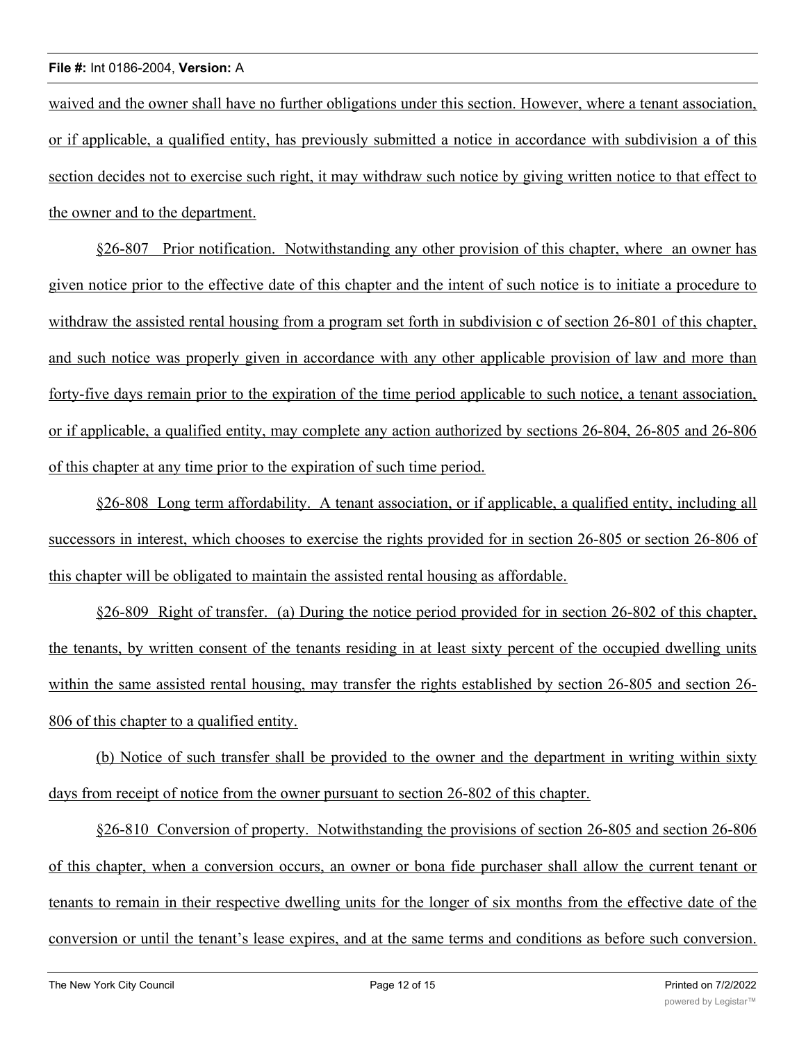waived and the owner shall have no further obligations under this section. However, where a tenant association, or if applicable, a qualified entity, has previously submitted a notice in accordance with subdivision a of this section decides not to exercise such right, it may withdraw such notice by giving written notice to that effect to the owner and to the department.

§26-807 Prior notification. Notwithstanding any other provision of this chapter, where an owner has given notice prior to the effective date of this chapter and the intent of such notice is to initiate a procedure to withdraw the assisted rental housing from a program set forth in subdivision c of section 26-801 of this chapter, and such notice was properly given in accordance with any other applicable provision of law and more than forty-five days remain prior to the expiration of the time period applicable to such notice, a tenant association, or if applicable, a qualified entity, may complete any action authorized by sections 26-804, 26-805 and 26-806 of this chapter at any time prior to the expiration of such time period.

§26-808 Long term affordability. A tenant association, or if applicable, a qualified entity, including all successors in interest, which chooses to exercise the rights provided for in section 26-805 or section 26-806 of this chapter will be obligated to maintain the assisted rental housing as affordable.

§26-809 Right of transfer. (a) During the notice period provided for in section 26-802 of this chapter, the tenants, by written consent of the tenants residing in at least sixty percent of the occupied dwelling units within the same assisted rental housing, may transfer the rights established by section 26-805 and section 26-806 of this chapter to a qualified entity.

(b) Notice of such transfer shall be provided to the owner and the department in writing within sixty days from receipt of notice from the owner pursuant to section 26-802 of this chapter.

§26-810 Conversion of property. Notwithstanding the provisions of section 26-805 and section 26-806 of this chapter, when a conversion occurs, an owner or bona fide purchaser shall allow the current tenant or tenants to remain in their respective dwelling units for the longer of six months from the effective date of the conversion or until the tenant's lease expires, and at the same terms and conditions as before such conversion.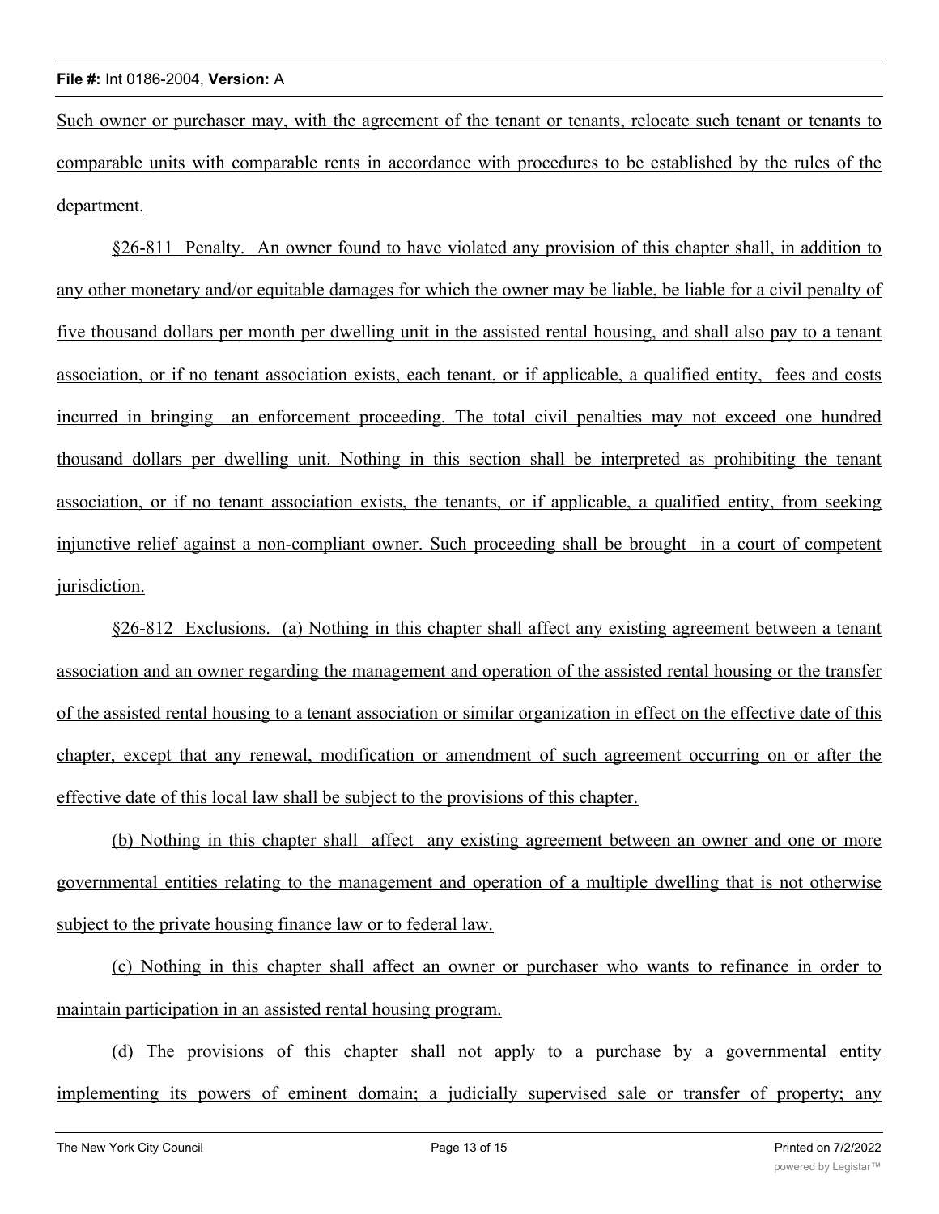Such owner or purchaser may, with the agreement of the tenant or tenants, relocate such tenant or tenants to comparable units with comparable rents in accordance with procedures to be established by the rules of the department.

§26-811 Penalty. An owner found to have violated any provision of this chapter shall, in addition to any other monetary and/or equitable damages for which the owner may be liable, be liable for a civil penalty of five thousand dollars per month per dwelling unit in the assisted rental housing, and shall also pay to a tenant association, or if no tenant association exists, each tenant, or if applicable, a qualified entity, fees and costs incurred in bringing an enforcement proceeding. The total civil penalties may not exceed one hundred thousand dollars per dwelling unit. Nothing in this section shall be interpreted as prohibiting the tenant association, or if no tenant association exists, the tenants, or if applicable, a qualified entity, from seeking injunctive relief against a non-compliant owner. Such proceeding shall be brought in a court of competent jurisdiction.

§26-812 Exclusions. (a) Nothing in this chapter shall affect any existing agreement between a tenant association and an owner regarding the management and operation of the assisted rental housing or the transfer of the assisted rental housing to a tenant association or similar organization in effect on the effective date of this chapter, except that any renewal, modification or amendment of such agreement occurring on or after the effective date of this local law shall be subject to the provisions of this chapter.

(b) Nothing in this chapter shall affect any existing agreement between an owner and one or more governmental entities relating to the management and operation of a multiple dwelling that is not otherwise subject to the private housing finance law or to federal law.

(c) Nothing in this chapter shall affect an owner or purchaser who wants to refinance in order to maintain participation in an assisted rental housing program.

(d) The provisions of this chapter shall not apply to a purchase by a governmental entity implementing its powers of eminent domain; a judicially supervised sale or transfer of property; any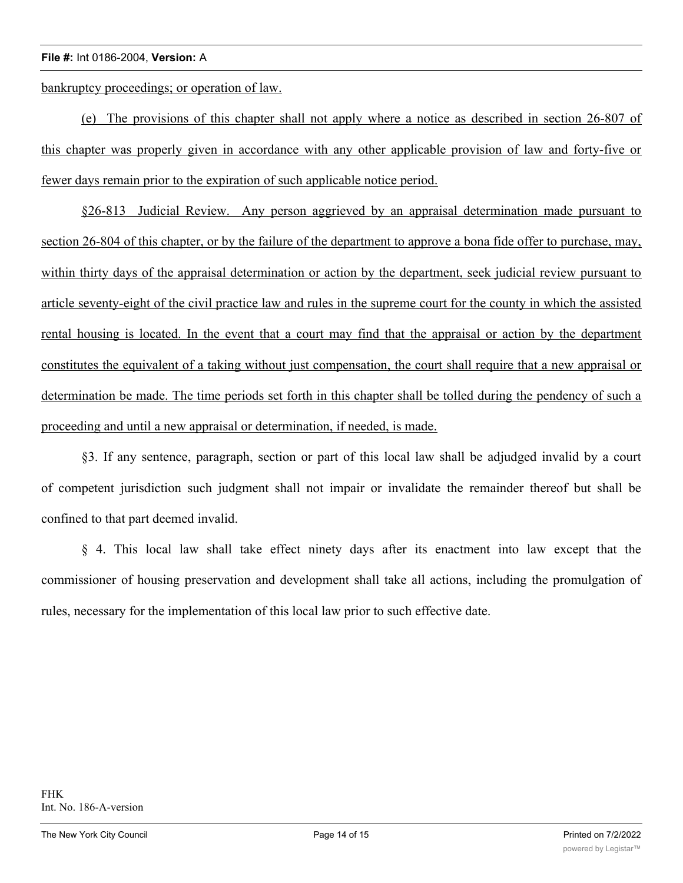bankruptcy proceedings; or operation of law.

(e) The provisions of this chapter shall not apply where a notice as described in section 26-807 of this chapter was properly given in accordance with any other applicable provision of law and forty-five or fewer days remain prior to the expiration of such applicable notice period.

§26-813 Judicial Review. Any person aggrieved by an appraisal determination made pursuant to section 26-804 of this chapter, or by the failure of the department to approve a bona fide offer to purchase, may, within thirty days of the appraisal determination or action by the department, seek judicial review pursuant to article seventy-eight of the civil practice law and rules in the supreme court for the county in which the assisted rental housing is located. In the event that a court may find that the appraisal or action by the department constitutes the equivalent of a taking without just compensation, the court shall require that a new appraisal or determination be made. The time periods set forth in this chapter shall be tolled during the pendency of such a proceeding and until a new appraisal or determination, if needed, is made.

§3. If any sentence, paragraph, section or part of this local law shall be adjudged invalid by a court of competent jurisdiction such judgment shall not impair or invalidate the remainder thereof but shall be confined to that part deemed invalid.

§ 4. This local law shall take effect ninety days after its enactment into law except that the commissioner of housing preservation and development shall take all actions, including the promulgation of rules, necessary for the implementation of this local law prior to such effective date.

FHK
Int. No. 186-A-version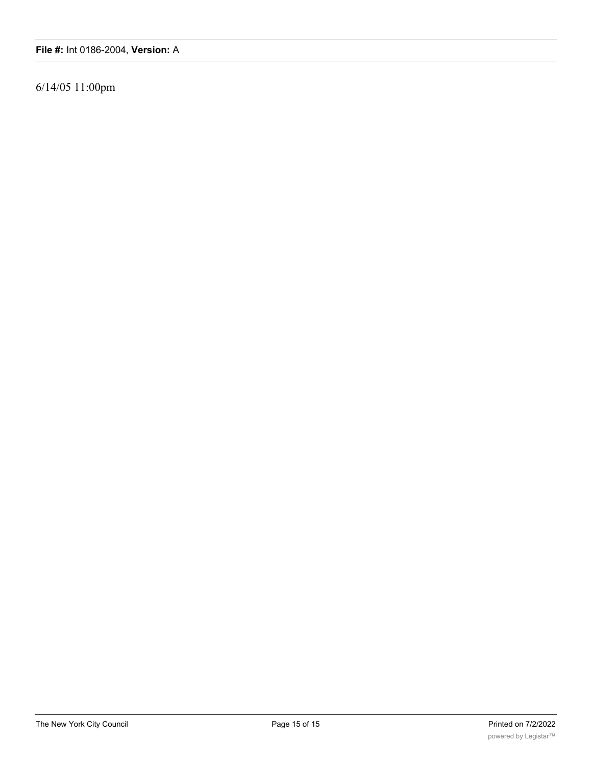6/14/05 11:00pm